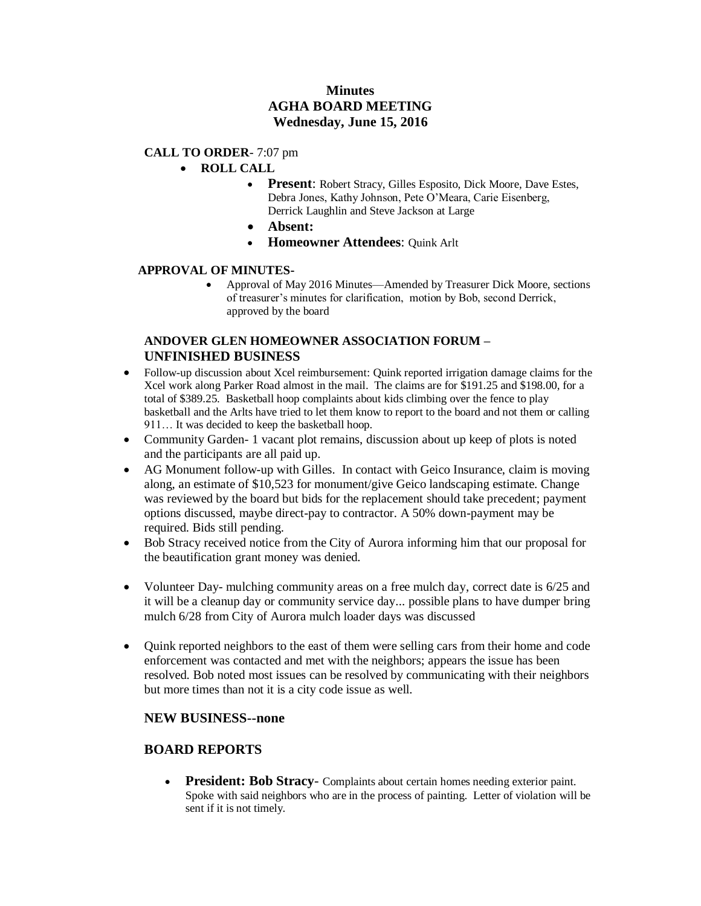# Minutes
# AGHA BOARD MEETING
# Wednesday, June 15, 2016

**CALL TO ORDER**- 7:07 pm

- **ROLL CALL**
  - **Present**: Robert Stracy, Gilles Esposito, Dick Moore, Dave Estes, Debra Jones, Kathy Johnson, Pete O'Meara, Carie Eisenberg, Derrick Laughlin and Steve Jackson at Large
  - **Absent:**
  - **Homeowner Attendees**: Quink Arlt

**APPROVAL OF MINUTES-**

- Approval of May 2016 Minutes—Amended by Treasurer Dick Moore, sections of treasurer's minutes for clarification, motion by Bob, second Derrick, approved by the board

## ANDOVER GLEN HOMEOWNER ASSOCIATION FORUM – UNFINISHED BUSINESS

- Follow-up discussion about Xcel reimbursement: Quink reported irrigation damage claims for the Xcel work along Parker Road almost in the mail. The claims are for $191.25 and $198.00, for a total of $389.25. Basketball hoop complaints about kids climbing over the fence to play basketball and the Arlts have tried to let them know to report to the board and not them or calling 911… It was decided to keep the basketball hoop.
- Community Garden- 1 vacant plot remains, discussion about up keep of plots is noted and the participants are all paid up.
- AG Monument follow-up with Gilles. In contact with Geico Insurance, claim is moving along, an estimate of $10,523 for monument/give Geico landscaping estimate. Change was reviewed by the board but bids for the replacement should take precedent; payment options discussed, maybe direct-pay to contractor. A 50% down-payment may be required. Bids still pending.
- Bob Stracy received notice from the City of Aurora informing him that our proposal for the beautification grant money was denied.
- Volunteer Day- mulching community areas on a free mulch day, correct date is 6/25 and it will be a cleanup day or community service day... possible plans to have dumper bring mulch 6/28 from City of Aurora mulch loader days was discussed
- Quink reported neighbors to the east of them were selling cars from their home and code enforcement was contacted and met with the neighbors; appears the issue has been resolved. Bob noted most issues can be resolved by communicating with their neighbors but more times than not it is a city code issue as well.

## NEW BUSINESS--none

## BOARD REPORTS

- **President: Bob Stracy**- Complaints about certain homes needing exterior paint. Spoke with said neighbors who are in the process of painting. Letter of violation will be sent if it is not timely.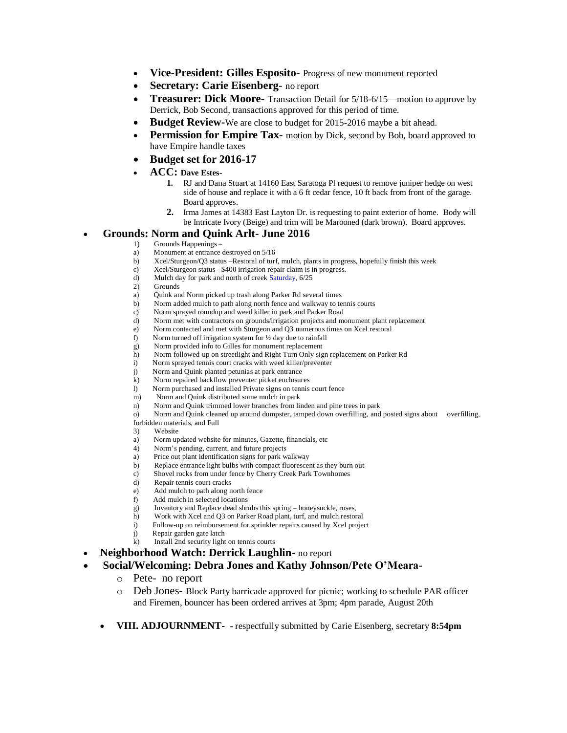- **Vice-President: Gilles Esposito**- Progress of new monument reported
- **Secretary: Carie Eisenberg-** no report
- **Treasurer: Dick Moore-** Transaction Detail for 5/18-6/15—motion to approve by Derrick, Bob Second, transactions approved for this period of time.
- **Budget Review-**We are close to budget for 2015-2016 maybe a bit ahead.
- **Permission for Empire Tax-** motion by Dick, second by Bob, board approved to have Empire handle taxes
- **Budget set for 2016-17**
- **ACC: Dave Estes-**
    1. RJ and Dana Stuart at 14160 East Saratoga Pl request to remove juniper hedge on west side of house and replace it with a 6 ft cedar fence, 10 ft back from front of the garage. Board approves.
    2. Irma James at 14383 East Layton Dr. is requesting to paint exterior of home. Body will be Intricate Ivory (Beige) and trim will be Marooned (dark brown). Board approves.

- **Grounds: Norm and Quink Arlt- June 2016**

1) Grounds Happenings –
a) Monument at entrance destroyed on 5/16
b) Xcel/Sturgeon/Q3 status –Restoral of turf, mulch, plants in progress, hopefully finish this week
c) Xcel/Sturgeon status - $400 irrigation repair claim is in progress.
d) Mulch day for park and north of creek Saturday, 6/25
2) Grounds
a) Quink and Norm picked up trash along Parker Rd several times
b) Norm added mulch to path along north fence and walkway to tennis courts
c) Norm sprayed roundup and weed killer in park and Parker Road
d) Norm met with contractors on grounds/irrigation projects and monument plant replacement
e) Norm contacted and met with Sturgeon and Q3 numerous times on Xcel restoral
f) Norm turned off irrigation system for ½ day due to rainfall
g) Norm provided info to Gilles for monument replacement
h) Norm followed-up on streetlight and Right Turn Only sign replacement on Parker Rd
i) Norm sprayed tennis court cracks with weed killer/preventer
j) Norm and Quink planted petunias at park entrance
k) Norm repaired backflow preventer picket enclosures
l) Norm purchased and installed Private signs on tennis court fence
m) Norm and Quink distributed some mulch in park
n) Norm and Quink trimmed lower branches from linden and pine trees in park
o) Norm and Quink cleaned up around dumpster, tamped down overfilling, and posted signs about overfilling, forbidden materials, and Full
3) Website
a) Norm updated website for minutes, Gazette, financials, etc
4) Norm's pending, current, and future projects
a) Price out plant identification signs for park walkway
b) Replace entrance light bulbs with compact fluorescent as they burn out
c) Shovel rocks from under fence by Cherry Creek Park Townhomes
d) Repair tennis court cracks
e) Add mulch to path along north fence
f) Add mulch in selected locations
g) Inventory and Replace dead shrubs this spring – honeysuckle, roses,
h) Work with Xcel and Q3 on Parker Road plant, turf, and mulch restoral
i) Follow-up on reimbursement for sprinkler repairs caused by Xcel project
j) Repair garden gate latch
k) Install 2nd security light on tennis courts

- **Neighborhood Watch: Derrick Laughlin-** no report
- **Social/Welcoming: Debra Jones and Kathy Johnson/Pete O'Meara-**
    - Pete- no report
    - Deb Jones- Block Party barricade approved for picnic; working to schedule PAR officer and Firemen, bouncer has been ordered arrives at 3pm; 4pm parade, August 20th

- **VIII. ADJOURNMENT-** - respectfully submitted by Carie Eisenberg, secretary **8:54pm**